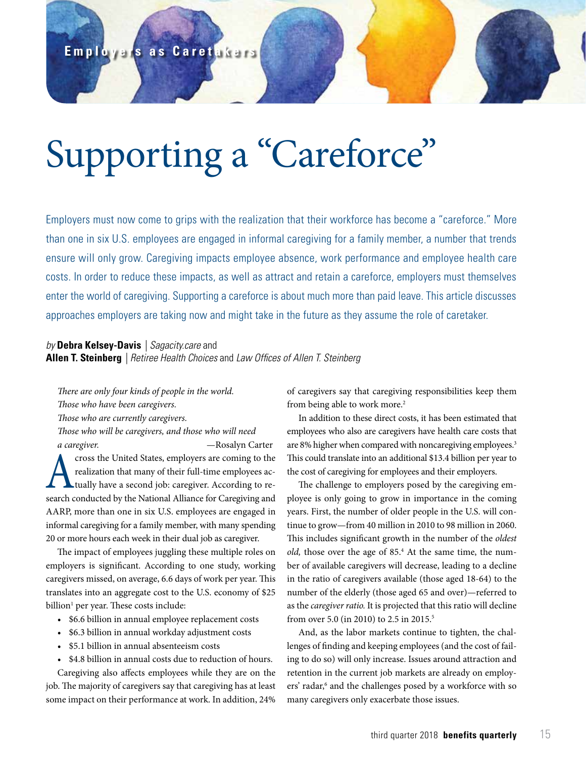Employers as Caretakers

# Supporting a "Careforce"

Employers must now come to grips with the realization that their workforce has become a "careforce." More than one in six U.S. employees are engaged in informal caregiving for a family member, a number that trends ensure will only grow. Caregiving impacts employee absence, work performance and employee health care costs. In order to reduce these impacts, as well as attract and retain a careforce, employers must themselves enter the world of caregiving. Supporting a careforce is about much more than paid leave. This article discusses approaches employers are taking now and might take in the future as they assume the role of caretaker.

*by* **Debra Kelsey-Davis** | *Sagacity.care* and
**Allen T. Steinberg** | *Retiree Health Choices* and *Law Offices of Allen T. Steinberg*

*There are only four kinds of people in the world.*
*Those who have been caregivers.*
*Those who are currently caregivers.*
*Those who will be caregivers, and those who will need a caregiver.* —Rosalyn Carter

Across the United States, employers are coming to the realization that many of their full-time employees actually have a second job: caregiver. According to research conducted by the National Alliance for Caregiving and AARP, more than one in six U.S. employees are engaged in informal caregiving for a family member, with many spending 20 or more hours each week in their dual job as caregiver.

The impact of employees juggling these multiple roles on employers is significant. According to one study, working caregivers missed, on average, 6.6 days of work per year. This translates into an aggregate cost to the U.S. economy of $25 billion[1] per year. These costs include:

- $6.6 billion in annual employee replacement costs
- $6.3 billion in annual workday adjustment costs
- $5.1 billion in annual absenteeism costs
- $4.8 billion in annual costs due to reduction of hours.

Caregiving also affects employees while they are on the job. The majority of caregivers say that caregiving has at least some impact on their performance at work. In addition, 24% of caregivers say that caregiving responsibilities keep them from being able to work more.[2]

In addition to these direct costs, it has been estimated that employees who also are caregivers have health care costs that are 8% higher when compared with noncaregiving employees.[3] This could translate into an additional $13.4 billion per year to the cost of caregiving for employees and their employers.

The challenge to employers posed by the caregiving employee is only going to grow in importance in the coming years. First, the number of older people in the U.S. will continue to grow—from 40 million in 2010 to 98 million in 2060. This includes significant growth in the number of the *oldest old,* those over the age of 85.[4] At the same time, the number of available caregivers will decrease, leading to a decline in the ratio of caregivers available (those aged 18-64) to the number of the elderly (those aged 65 and over)—referred to as the *caregiver ratio.* It is projected that this ratio will decline from over 5.0 (in 2010) to 2.5 in 2015.[5]

And, as the labor markets continue to tighten, the challenges of finding and keeping employees (and the cost of failing to do so) will only increase. Issues around attraction and retention in the current job markets are already on employers' radar,[6] and the challenges posed by a workforce with so many caregivers only exacerbate those issues.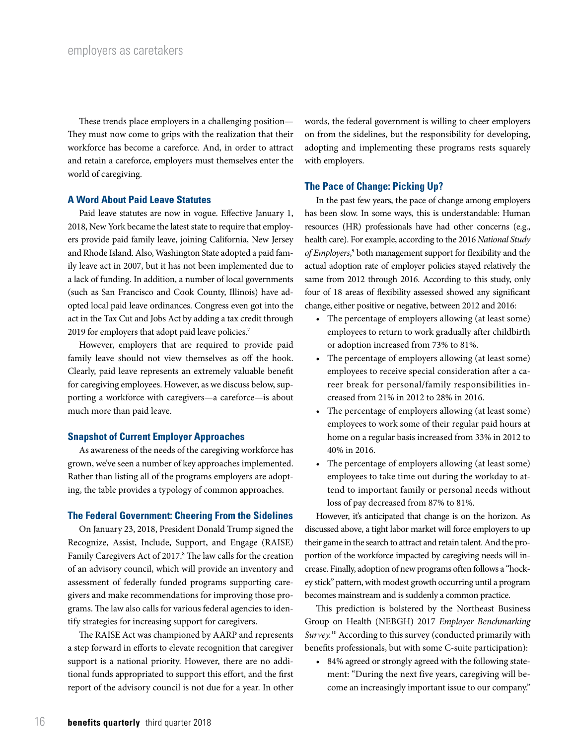These trends place employers in a challenging position—They must now come to grips with the realization that their workforce has become a careforce. And, in order to attract and retain a careforce, employers must themselves enter the world of caregiving.

### A Word About Paid Leave Statutes

Paid leave statutes are now in vogue. Effective January 1, 2018, New York became the latest state to require that employers provide paid family leave, joining California, New Jersey and Rhode Island. Also, Washington State adopted a paid family leave act in 2007, but it has not been implemented due to a lack of funding. In addition, a number of local governments (such as San Francisco and Cook County, Illinois) have adopted local paid leave ordinances. Congress even got into the act in the Tax Cut and Jobs Act by adding a tax credit through 2019 for employers that adopt paid leave policies.[7]

However, employers that are required to provide paid family leave should not view themselves as off the hook. Clearly, paid leave represents an extremely valuable benefit for caregiving employees. However, as we discuss below, supporting a workforce with caregivers—a careforce—is about much more than paid leave.

### Snapshot of Current Employer Approaches

As awareness of the needs of the caregiving workforce has grown, we've seen a number of key approaches implemented. Rather than listing all of the programs employers are adopting, the table provides a typology of common approaches.

### The Federal Government: Cheering From the Sidelines

On January 23, 2018, President Donald Trump signed the Recognize, Assist, Include, Support, and Engage (RAISE) Family Caregivers Act of 2017.[8] The law calls for the creation of an advisory council, which will provide an inventory and assessment of federally funded programs supporting caregivers and make recommendations for improving those programs. The law also calls for various federal agencies to identify strategies for increasing support for caregivers.

The RAISE Act was championed by AARP and represents a step forward in efforts to elevate recognition that caregiver support is a national priority. However, there are no additional funds appropriated to support this effort, and the first report of the advisory council is not due for a year. In other words, the federal government is willing to cheer employers on from the sidelines, but the responsibility for developing, adopting and implementing these programs rests squarely with employers.

### The Pace of Change: Picking Up?

In the past few years, the pace of change among employers has been slow. In some ways, this is understandable: Human resources (HR) professionals have had other concerns (e.g., health care). For example, according to the 2016 *National Study of Employers*,[9] both management support for flexibility and the actual adoption rate of employer policies stayed relatively the same from 2012 through 2016. According to this study, only four of 18 areas of flexibility assessed showed any significant change, either positive or negative, between 2012 and 2016:

- The percentage of employers allowing (at least some) employees to return to work gradually after childbirth or adoption increased from 73% to 81%.
- The percentage of employers allowing (at least some) employees to receive special consideration after a career break for personal/family responsibilities increased from 21% in 2012 to 28% in 2016.
- The percentage of employers allowing (at least some) employees to work some of their regular paid hours at home on a regular basis increased from 33% in 2012 to 40% in 2016.
- The percentage of employers allowing (at least some) employees to take time out during the workday to attend to important family or personal needs without loss of pay decreased from 87% to 81%.

However, it's anticipated that change is on the horizon. As discussed above, a tight labor market will force employers to up their game in the search to attract and retain talent. And the proportion of the workforce impacted by caregiving needs will increase. Finally, adoption of new programs often follows a "hockey stick" pattern, with modest growth occurring until a program becomes mainstream and is suddenly a common practice.

This prediction is bolstered by the Northeast Business Group on Health (NEBGH) 2017 *Employer Benchmarking Survey.*[10] According to this survey (conducted primarily with benefits professionals, but with some C-suite participation):

- 84% agreed or strongly agreed with the following statement: "During the next five years, caregiving will become an increasingly important issue to our company."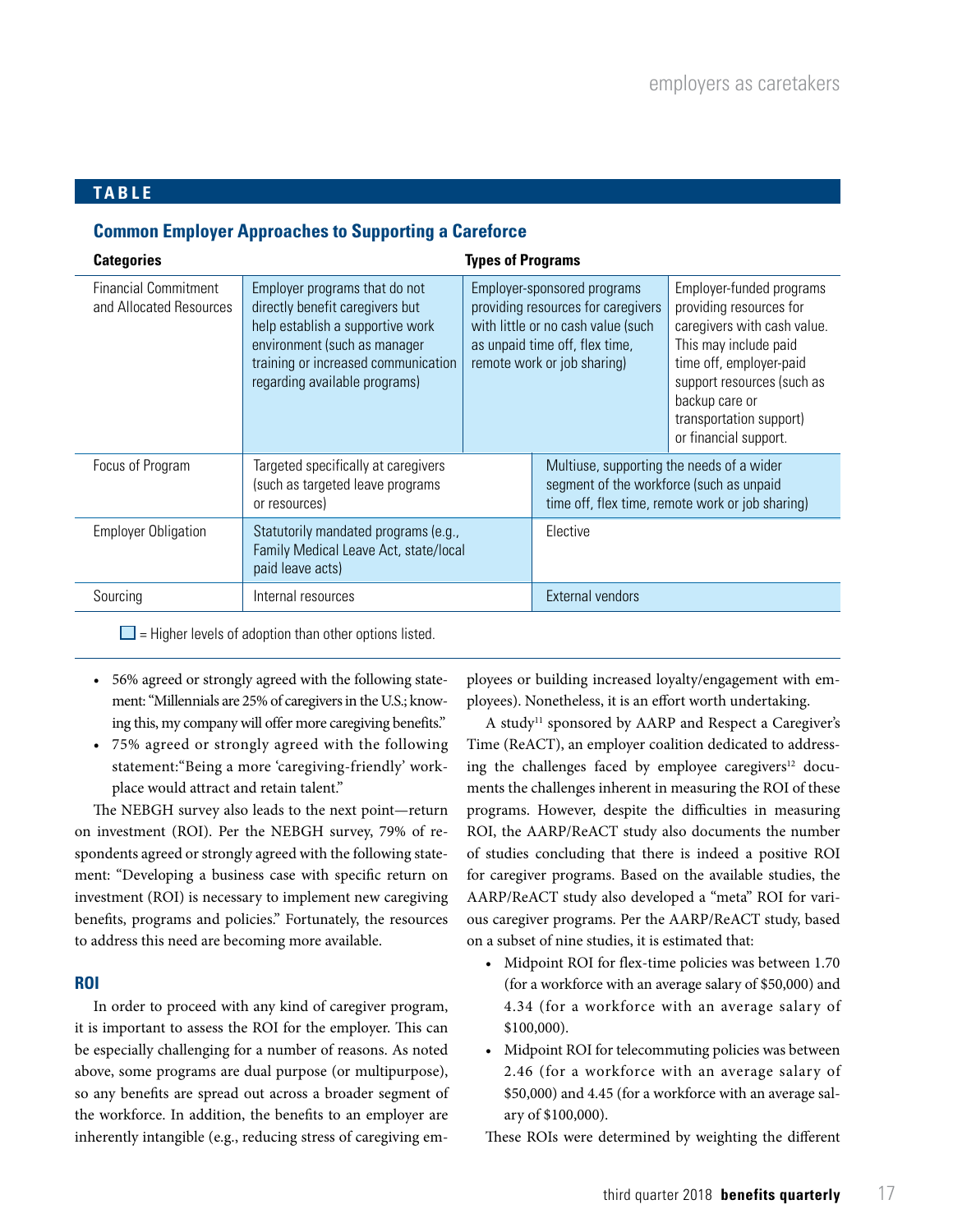## TABLE

### Common Employer Approaches to Supporting a Careforce

| Categories | Types of Programs | | |
|---|---|---|---|
| Financial Commitment and Allocated Resources | Employer programs that do not directly benefit caregivers but help establish a supportive work environment (such as manager training or increased communication regarding available programs) | Employer-sponsored programs providing resources for caregivers with little or no cash value (such as unpaid time off, flex time, remote work or job sharing) | Employer-funded programs providing resources for caregivers with cash value. This may include paid time off, employer-paid support resources (such as backup care or transportation support) or financial support. |
| Focus of Program | Targeted specifically at caregivers (such as targeted leave programs or resources) | Multiuse, supporting the needs of a wider segment of the workforce (such as unpaid time off, flex time, remote work or job sharing) | |
| Employer Obligation | Statutorily mandated programs (e.g., Family Medical Leave Act, state/local paid leave acts) | Elective | |
| Sourcing | Internal resources | External vendors | |

☐ = Higher levels of adoption than other options listed.

- 56% agreed or strongly agreed with the following statement: "Millennials are 25% of caregivers in the U.S.; knowing this, my company will offer more caregiving benefits."
- 75% agreed or strongly agreed with the following statement:"Being a more 'caregiving-friendly' workplace would attract and retain talent."

The NEBGH survey also leads to the next point—return on investment (ROI). Per the NEBGH survey, 79% of respondents agreed or strongly agreed with the following statement: "Developing a business case with specific return on investment (ROI) is necessary to implement new caregiving benefits, programs and policies." Fortunately, the resources to address this need are becoming more available.

### ROI

In order to proceed with any kind of caregiver program, it is important to assess the ROI for the employer. This can be especially challenging for a number of reasons. As noted above, some programs are dual purpose (or multipurpose), so any benefits are spread out across a broader segment of the workforce. In addition, the benefits to an employer are inherently intangible (e.g., reducing stress of caregiving employees or building increased loyalty/engagement with employees). Nonetheless, it is an effort worth undertaking.

A study[11] sponsored by AARP and Respect a Caregiver's Time (ReACT), an employer coalition dedicated to addressing the challenges faced by employee caregivers[12] documents the challenges inherent in measuring the ROI of these programs. However, despite the difficulties in measuring ROI, the AARP/ReACT study also documents the number of studies concluding that there is indeed a positive ROI for caregiver programs. Based on the available studies, the AARP/ReACT study also developed a "meta" ROI for various caregiver programs. Per the AARP/ReACT study, based on a subset of nine studies, it is estimated that:

- Midpoint ROI for flex-time policies was between 1.70 (for a workforce with an average salary of $50,000) and 4.34 (for a workforce with an average salary of $100,000).
- Midpoint ROI for telecommuting policies was between 2.46 (for a workforce with an average salary of $50,000) and 4.45 (for a workforce with an average salary of $100,000).

These ROIs were determined by weighting the different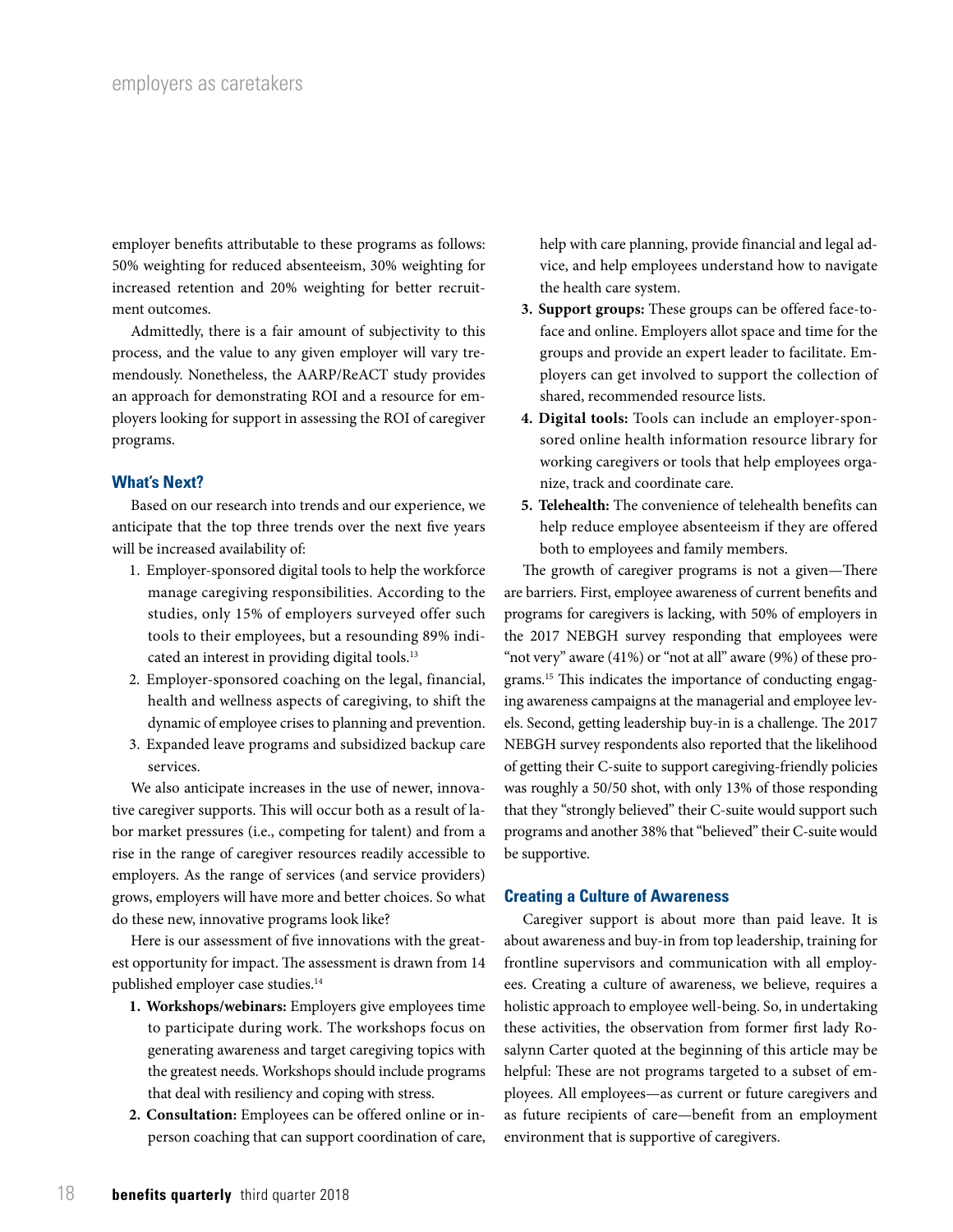employer benefits attributable to these programs as follows: 50% weighting for reduced absenteeism, 30% weighting for increased retention and 20% weighting for better recruitment outcomes.

Admittedly, there is a fair amount of subjectivity to this process, and the value to any given employer will vary tremendously. Nonetheless, the AARP/ReACT study provides an approach for demonstrating ROI and a resource for employers looking for support in assessing the ROI of caregiver programs.

### What's Next?

Based on our research into trends and our experience, we anticipate that the top three trends over the next five years will be increased availability of:

1. Employer-sponsored digital tools to help the workforce manage caregiving responsibilities. According to the studies, only 15% of employers surveyed offer such tools to their employees, but a resounding 89% indicated an interest in providing digital tools.[13]
2. Employer-sponsored coaching on the legal, financial, health and wellness aspects of caregiving, to shift the dynamic of employee crises to planning and prevention.
3. Expanded leave programs and subsidized backup care services.

We also anticipate increases in the use of newer, innovative caregiver supports. This will occur both as a result of labor market pressures (i.e., competing for talent) and from a rise in the range of caregiver resources readily accessible to employers. As the range of services (and service providers) grows, employers will have more and better choices. So what do these new, innovative programs look like?

Here is our assessment of five innovations with the greatest opportunity for impact. The assessment is drawn from 14 published employer case studies.[14]

1. **Workshops/webinars:** Employers give employees time to participate during work. The workshops focus on generating awareness and target caregiving topics with the greatest needs. Workshops should include programs that deal with resiliency and coping with stress.
2. **Consultation:** Employees can be offered online or in-person coaching that can support coordination of care, help with care planning, provide financial and legal advice, and help employees understand how to navigate the health care system.
3. **Support groups:** These groups can be offered face-to-face and online. Employers allot space and time for the groups and provide an expert leader to facilitate. Employers can get involved to support the collection of shared, recommended resource lists.
4. **Digital tools:** Tools can include an employer-sponsored online health information resource library for working caregivers or tools that help employees organize, track and coordinate care.
5. **Telehealth:** The convenience of telehealth benefits can help reduce employee absenteeism if they are offered both to employees and family members.

The growth of caregiver programs is not a given—There are barriers. First, employee awareness of current benefits and programs for caregivers is lacking, with 50% of employers in the 2017 NEBGH survey responding that employees were "not very" aware (41%) or "not at all" aware (9%) of these programs.[15] This indicates the importance of conducting engaging awareness campaigns at the managerial and employee levels. Second, getting leadership buy-in is a challenge. The 2017 NEBGH survey respondents also reported that the likelihood of getting their C-suite to support caregiving-friendly policies was roughly a 50/50 shot, with only 13% of those responding that they "strongly believed" their C-suite would support such programs and another 38% that "believed" their C-suite would be supportive.

### Creating a Culture of Awareness

Caregiver support is about more than paid leave. It is about awareness and buy-in from top leadership, training for frontline supervisors and communication with all employees. Creating a culture of awareness, we believe, requires a holistic approach to employee well-being. So, in undertaking these activities, the observation from former first lady Rosalynn Carter quoted at the beginning of this article may be helpful: These are not programs targeted to a subset of employees. All employees—as current or future caregivers and as future recipients of care—benefit from an employment environment that is supportive of caregivers.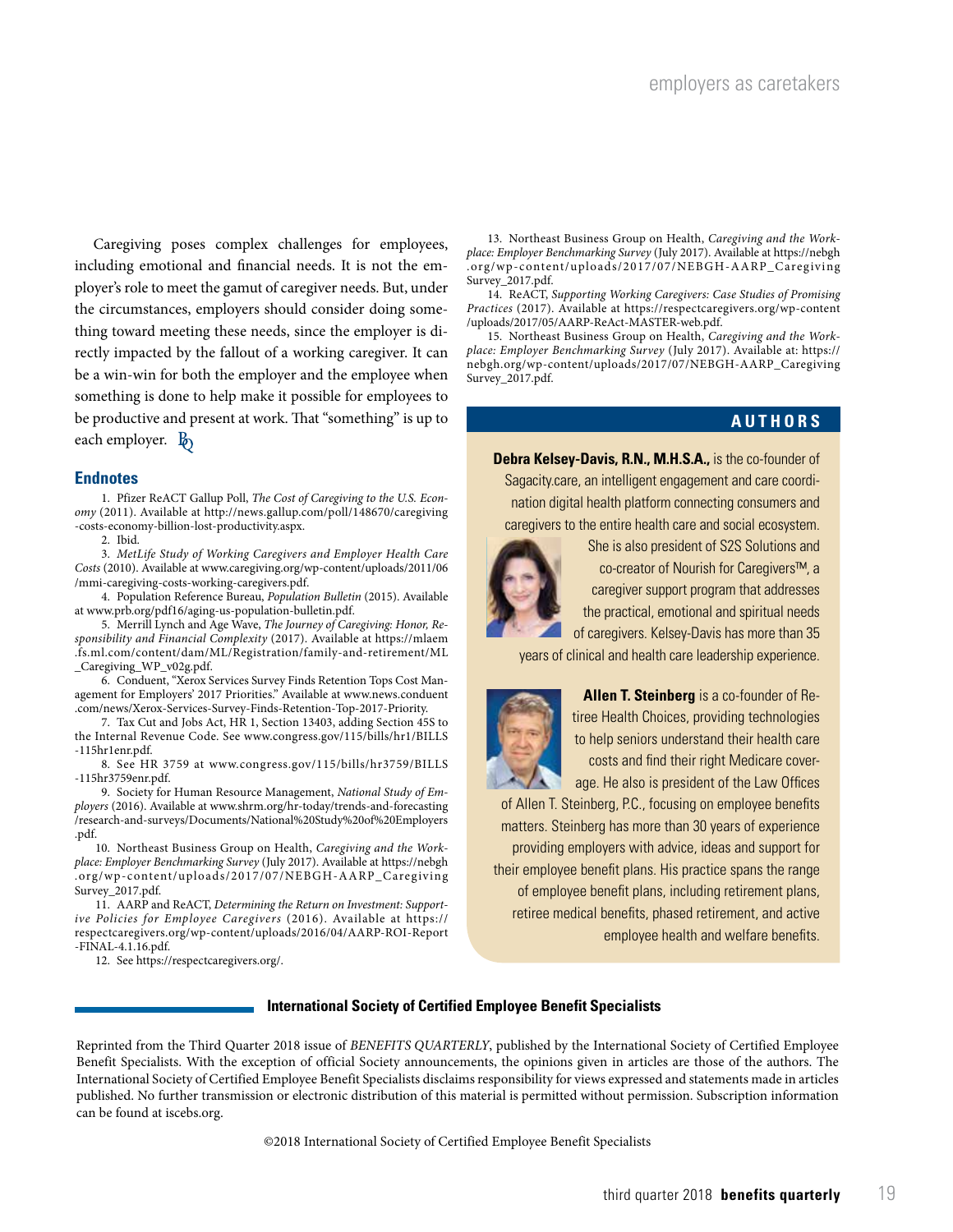Caregiving poses complex challenges for employees, including emotional and financial needs. It is not the employer's role to meet the gamut of caregiver needs. But, under the circumstances, employers should consider doing something toward meeting these needs, since the employer is directly impacted by the fallout of a working caregiver. It can be a win-win for both the employer and the employee when something is done to help make it possible for employees to be productive and present at work. That "something" is up to each employer.

## Endnotes

1. Pfizer ReACT Gallup Poll, *The Cost of Caregiving to the U.S. Economy* (2011). Available at http://news.gallup.com/poll/148670/caregiving-costs-economy-billion-lost-productivity.aspx.
2. Ibid.
3. *MetLife Study of Working Caregivers and Employer Health Care Costs* (2010). Available at www.caregiving.org/wp-content/uploads/2011/06/mmi-caregiving-costs-working-caregivers.pdf.
4. Population Reference Bureau, *Population Bulletin* (2015). Available at www.prb.org/pdf16/aging-us-population-bulletin.pdf.
5. Merrill Lynch and Age Wave, *The Journey of Caregiving: Honor, Responsibility and Financial Complexity* (2017). Available at https://mlaem.fs.ml.com/content/dam/ML/Registration/family-and-retirement/ML_Caregiving_WP_v02g.pdf.
6. Conduent, "Xerox Services Survey Finds Retention Tops Cost Management for Employers' 2017 Priorities." Available at www.news.conduent.com/news/Xerox-Services-Survey-Finds-Retention-Top-2017-Priority.
7. Tax Cut and Jobs Act, HR 1, Section 13403, adding Section 45S to the Internal Revenue Code. See www.congress.gov/115/bills/hr1/BILLS-115hr1enr.pdf.
8. See HR 3759 at www.congress.gov/115/bills/hr3759/BILLS-115hr3759enr.pdf.
9. Society for Human Resource Management, *National Study of Employers* (2016). Available at www.shrm.org/hr-today/trends-and-forecasting/research-and-surveys/Documents/National%20Study%20of%20Employers.pdf.
10. Northeast Business Group on Health, *Caregiving and the Workplace: Employer Benchmarking Survey* (July 2017). Available at https://nebgh.org/wp-content/uploads/2017/07/NEBGH-AARP_Caregiving Survey_2017.pdf.
11. AARP and ReACT, *Determining the Return on Investment: Supportive Policies for Employee Caregivers* (2016). Available at https://respectcaregivers.org/wp-content/uploads/2016/04/AARP-ROI-Report-FINAL-4.1.16.pdf.
12. See https://respectcaregivers.org/.
13. Northeast Business Group on Health, *Caregiving and the Workplace: Employer Benchmarking Survey* (July 2017). Available at https://nebgh.org/wp-content/uploads/2017/07/NEBGH-AARP_Caregiving Survey_2017.pdf.
14. ReACT, *Supporting Working Caregivers: Case Studies of Promising Practices* (2017). Available at https://respectcaregivers.org/wp-content/uploads/2017/05/AARP-ReAct-MASTER-web.pdf.
15. Northeast Business Group on Health, *Caregiving and the Workplace: Employer Benchmarking Survey* (July 2017). Available at: https://nebgh.org/wp-content/uploads/2017/07/NEBGH-AARP_Caregiving Survey_2017.pdf.

## AUTHORS

**Debra Kelsey-Davis, R.N., M.H.S.A.,** is the co-founder of Sagacity.care, an intelligent engagement and care coordination digital health platform connecting consumers and caregivers to the entire health care and social ecosystem. She is also president of S2S Solutions and co-creator of Nourish for Caregivers™, a caregiver support program that addresses the practical, emotional and spiritual needs of caregivers. Kelsey-Davis has more than 35 years of clinical and health care leadership experience.

**Allen T. Steinberg** is a co-founder of Retiree Health Choices, providing technologies to help seniors understand their health care costs and find their right Medicare coverage. He also is president of the Law Offices of Allen T. Steinberg, P.C., focusing on employee benefits matters. Steinberg has more than 30 years of experience providing employers with advice, ideas and support for their employee benefit plans. His practice spans the range of employee benefit plans, including retirement plans, retiree medical benefits, phased retirement, and active employee health and welfare benefits.

**International Society of Certified Employee Benefit Specialists**

Reprinted from the Third Quarter 2018 issue of *BENEFITS QUARTERLY*, published by the International Society of Certified Employee Benefit Specialists. With the exception of official Society announcements, the opinions given in articles are those of the authors. The International Society of Certified Employee Benefit Specialists disclaims responsibility for views expressed and statements made in articles published. No further transmission or electronic distribution of this material is permitted without permission. Subscription information can be found at iscebs.org.

©2018 International Society of Certified Employee Benefit Specialists